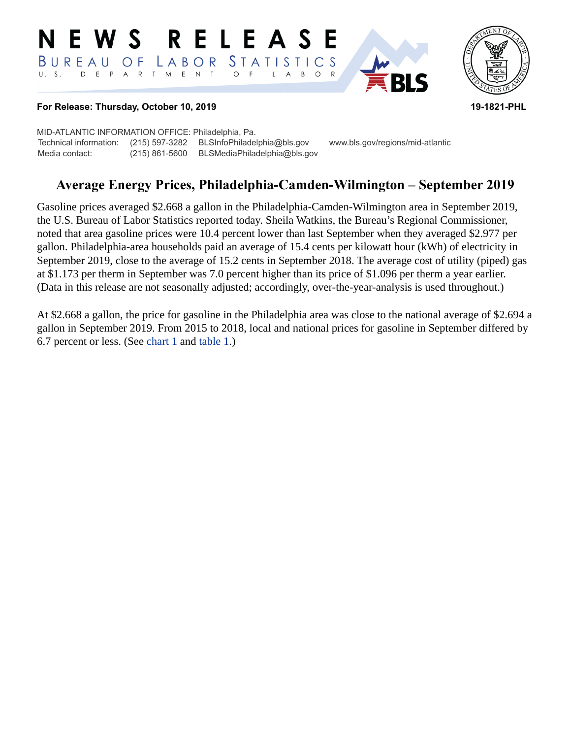# NEWS RELEASE

BUREAU OF LABOR STATISTICS

U. S. DEPARTMENT OF LABOR

**For Release: Thursday, October 10, 2019**

**19-1821-PHL**

MID-ATLANTIC INFORMATION OFFICE: Philadelphia, Pa.

Technical information: (215) 597-3282 BLSInfoPhiladelphia@bls.gov www.bls.gov/regions/mid-atlantic

Media contact: (215) 861-5600 BLSMediaPhiladelphia@bls.gov

## Average Energy Prices, Philadelphia-Camden-Wilmington – September 2019

Gasoline prices averaged $2.668 a gallon in the Philadelphia-Camden-Wilmington area in September 2019, the U.S. Bureau of Labor Statistics reported today. Sheila Watkins, the Bureau's Regional Commissioner, noted that area gasoline prices were 10.4 percent lower than last September when they averaged $2.977 per gallon. Philadelphia-area households paid an average of 15.4 cents per kilowatt hour (kWh) of electricity in September 2019, close to the average of 15.2 cents in September 2018. The average cost of utility (piped) gas at $1.173 per therm in September was 7.0 percent higher than its price of $1.096 per therm a year earlier. (Data in this release are not seasonally adjusted; accordingly, over-the-year-analysis is used throughout.)

At $2.668 a gallon, the price for gasoline in the Philadelphia area was close to the national average of $2.694 a gallon in September 2019. From 2015 to 2018, local and national prices for gasoline in September differed by 6.7 percent or less. (See chart 1 and table 1.)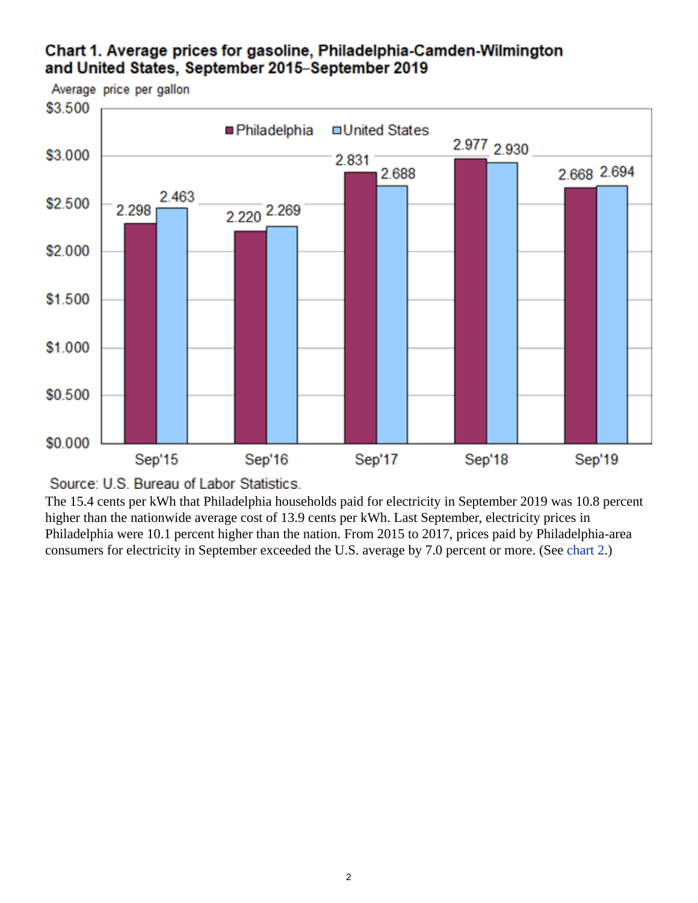**Chart 1. Average prices for gasoline, Philadelphia-Camden-Wilmington and United States, September 2015–September 2019**

Average price per gallon

$3.500
$3.000
$2.500
$2.000
$1.500
$1.000
$0.500
$0.000

Philadelphia
United States

2.298 2.463
2.220 2.269
2.831 2.688
2.977 2.930
2.668 2.694

Sep'15
Sep'16
Sep'17
Sep'18
Sep'19

Source: U.S. Bureau of Labor Statistics.

The 15.4 cents per kWh that Philadelphia households paid for electricity in September 2019 was 10.8 percent higher than the nationwide average cost of 13.9 cents per kWh. Last September, electricity prices in Philadelphia were 10.1 percent higher than the nation. From 2015 to 2017, prices paid by Philadelphia-area consumers for electricity in September exceeded the U.S. average by 7.0 percent or more. (See chart 2.)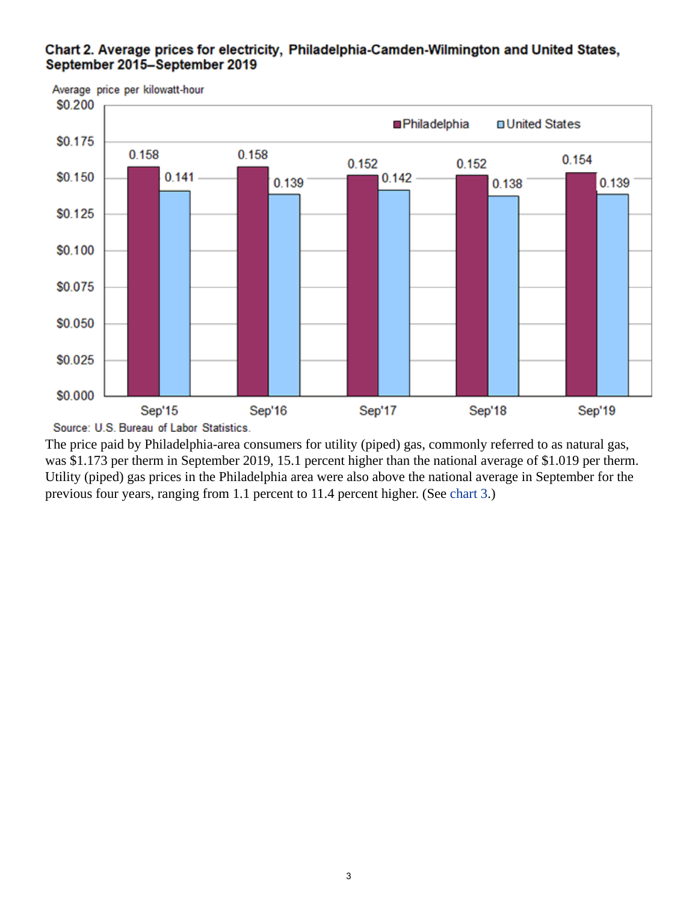**Chart 2. Average prices for electricity, Philadelphia-Camden-Wilmington and United States, September 2015–September 2019**

| | Philadelphia | United States |
|---|---|---|
| Sep'15 | 0.158 | 0.141 |
| Sep'16 | 0.158 | 0.139 |
| Sep'17 | 0.152 | 0.142 |
| Sep'18 | 0.152 | 0.138 |
| Sep'19 | 0.154 | 0.139 |

Average price per kilowatt-hour

Source: U.S. Bureau of Labor Statistics.

The price paid by Philadelphia-area consumers for utility (piped) gas, commonly referred to as natural gas, was $1.173 per therm in September 2019, 15.1 percent higher than the national average of $1.019 per therm. Utility (piped) gas prices in the Philadelphia area were also above the national average in September for the previous four years, ranging from 1.1 percent to 11.4 percent higher. (See chart 3.)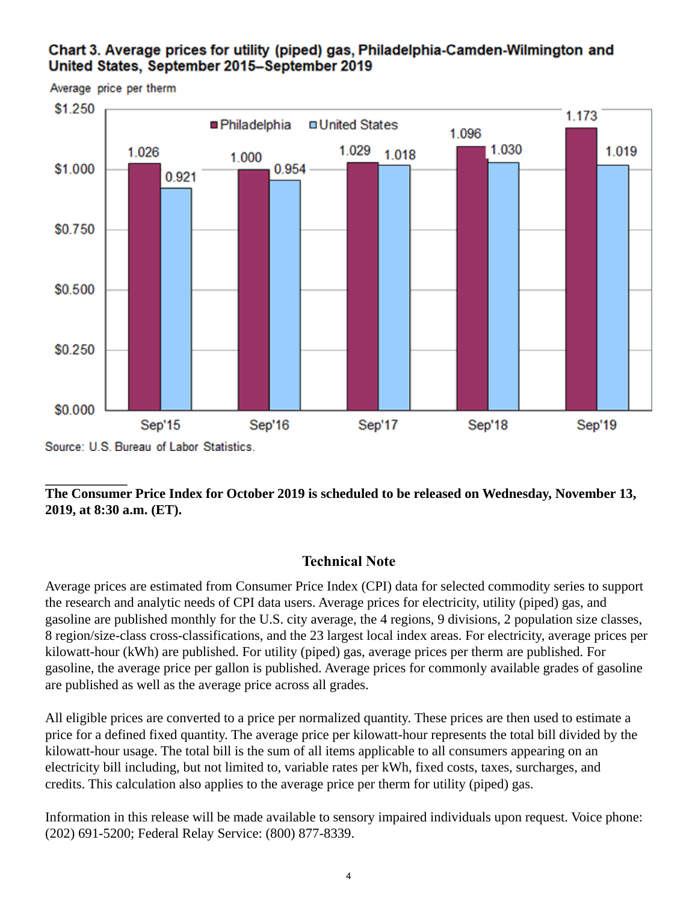**Chart 3. Average prices for utility (piped) gas, Philadelphia-Camden-Wilmington and United States, September 2015–September 2019**

Average price per therm

| | Philadelphia | United States |
| --- | --- | --- |
| Sep'15 | 1.026 | 0.921 |
| Sep'16 | 1.000 | 0.954 |
| Sep'17 | 1.029 | 1.018 |
| Sep'18 | 1.096 | 1.030 |
| Sep'19 | 1.173 | 1.019 |

Source: U.S. Bureau of Labor Statistics.

---

**The Consumer Price Index for October 2019 is scheduled to be released on Wednesday, November 13, 2019, at 8:30 a.m. (ET).**

## Technical Note

Average prices are estimated from Consumer Price Index (CPI) data for selected commodity series to support the research and analytic needs of CPI data users. Average prices for electricity, utility (piped) gas, and gasoline are published monthly for the U.S. city average, the 4 regions, 9 divisions, 2 population size classes, 8 region/size-class cross-classifications, and the 23 largest local index areas. For electricity, average prices per kilowatt-hour (kWh) are published. For utility (piped) gas, average prices per therm are published. For gasoline, the average price per gallon is published. Average prices for commonly available grades of gasoline are published as well as the average price across all grades.

All eligible prices are converted to a price per normalized quantity. These prices are then used to estimate a price for a defined fixed quantity. The average price per kilowatt-hour represents the total bill divided by the kilowatt-hour usage. The total bill is the sum of all items applicable to all consumers appearing on an electricity bill including, but not limited to, variable rates per kWh, fixed costs, taxes, surcharges, and credits. This calculation also applies to the average price per therm for utility (piped) gas.

Information in this release will be made available to sensory impaired individuals upon request. Voice phone: (202) 691-5200; Federal Relay Service: (800) 877-8339.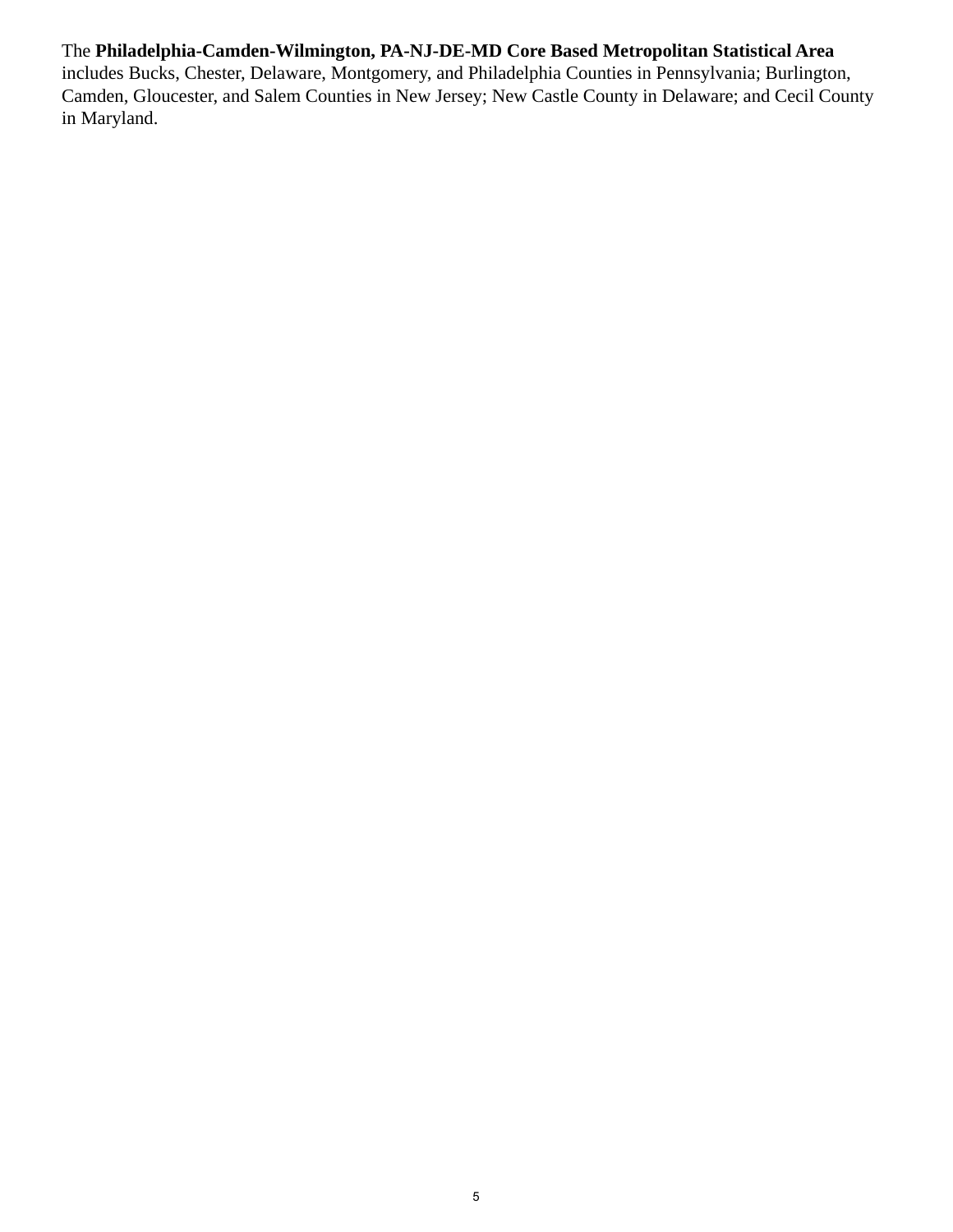The **Philadelphia-Camden-Wilmington, PA-NJ-DE-MD Core Based Metropolitan Statistical Area** includes Bucks, Chester, Delaware, Montgomery, and Philadelphia Counties in Pennsylvania; Burlington, Camden, Gloucester, and Salem Counties in New Jersey; New Castle County in Delaware; and Cecil County in Maryland.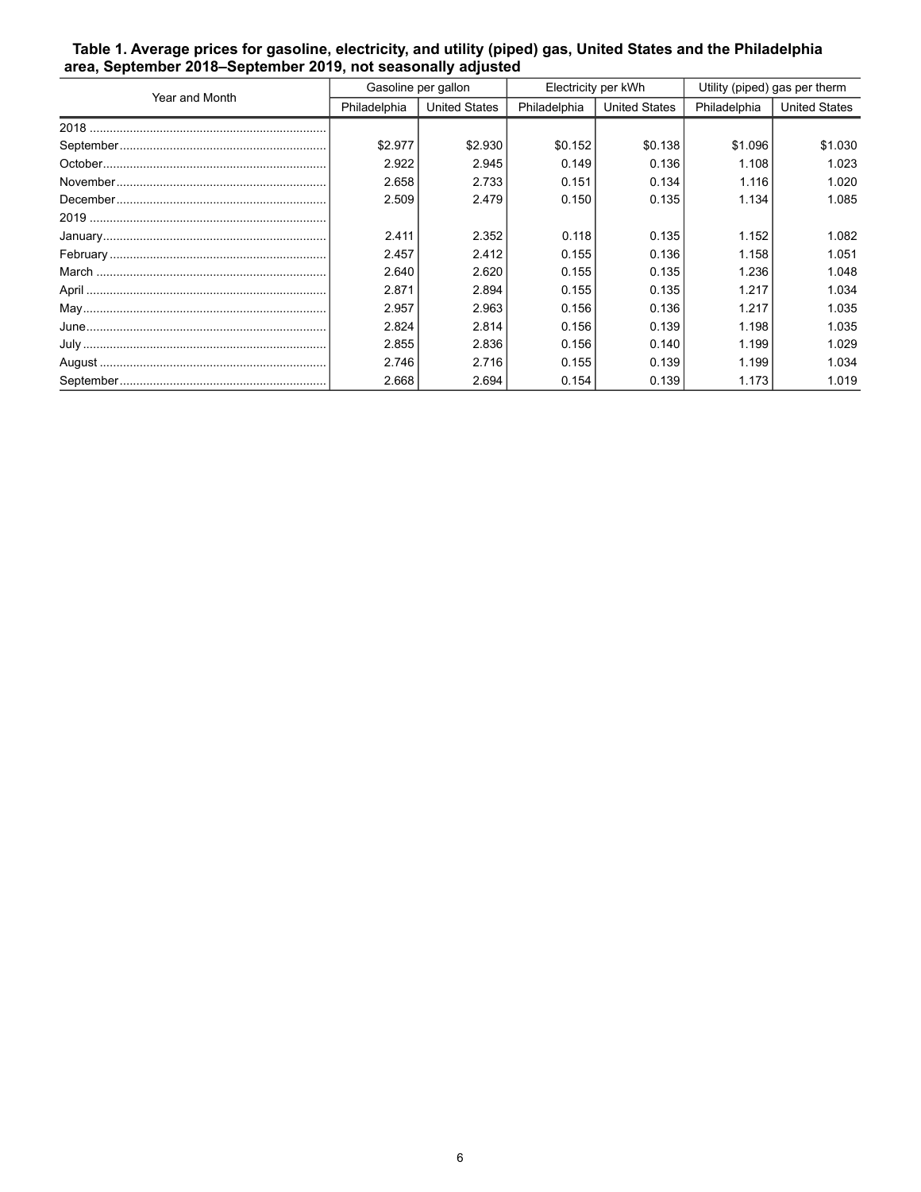**Table 1. Average prices for gasoline, electricity, and utility (piped) gas, United States and the Philadelphia area, September 2018–September 2019, not seasonally adjusted**

| Year and Month | Gasoline per gallon | | Electricity per kWh | | Utility (piped) gas per therm | |
|---|---|---|---|---|---|---|
| | Philadelphia | United States | Philadelphia | United States | Philadelphia | United States |
| 2018 | | | | | | |
| September | $2.977 | $2.930 | $0.152 | $0.138 | $1.096 | $1.030 |
| October | 2.922 | 2.945 | 0.149 | 0.136 | 1.108 | 1.023 |
| November | 2.658 | 2.733 | 0.151 | 0.134 | 1.116 | 1.020 |
| December | 2.509 | 2.479 | 0.150 | 0.135 | 1.134 | 1.085 |
| 2019 | | | | | | |
| January | 2.411 | 2.352 | 0.118 | 0.135 | 1.152 | 1.082 |
| February | 2.457 | 2.412 | 0.155 | 0.136 | 1.158 | 1.051 |
| March | 2.640 | 2.620 | 0.155 | 0.135 | 1.236 | 1.048 |
| April | 2.871 | 2.894 | 0.155 | 0.135 | 1.217 | 1.034 |
| May | 2.957 | 2.963 | 0.156 | 0.136 | 1.217 | 1.035 |
| June | 2.824 | 2.814 | 0.156 | 0.139 | 1.198 | 1.035 |
| July | 2.855 | 2.836 | 0.156 | 0.140 | 1.199 | 1.029 |
| August | 2.746 | 2.716 | 0.155 | 0.139 | 1.199 | 1.034 |
| September | 2.668 | 2.694 | 0.154 | 0.139 | 1.173 | 1.019 |